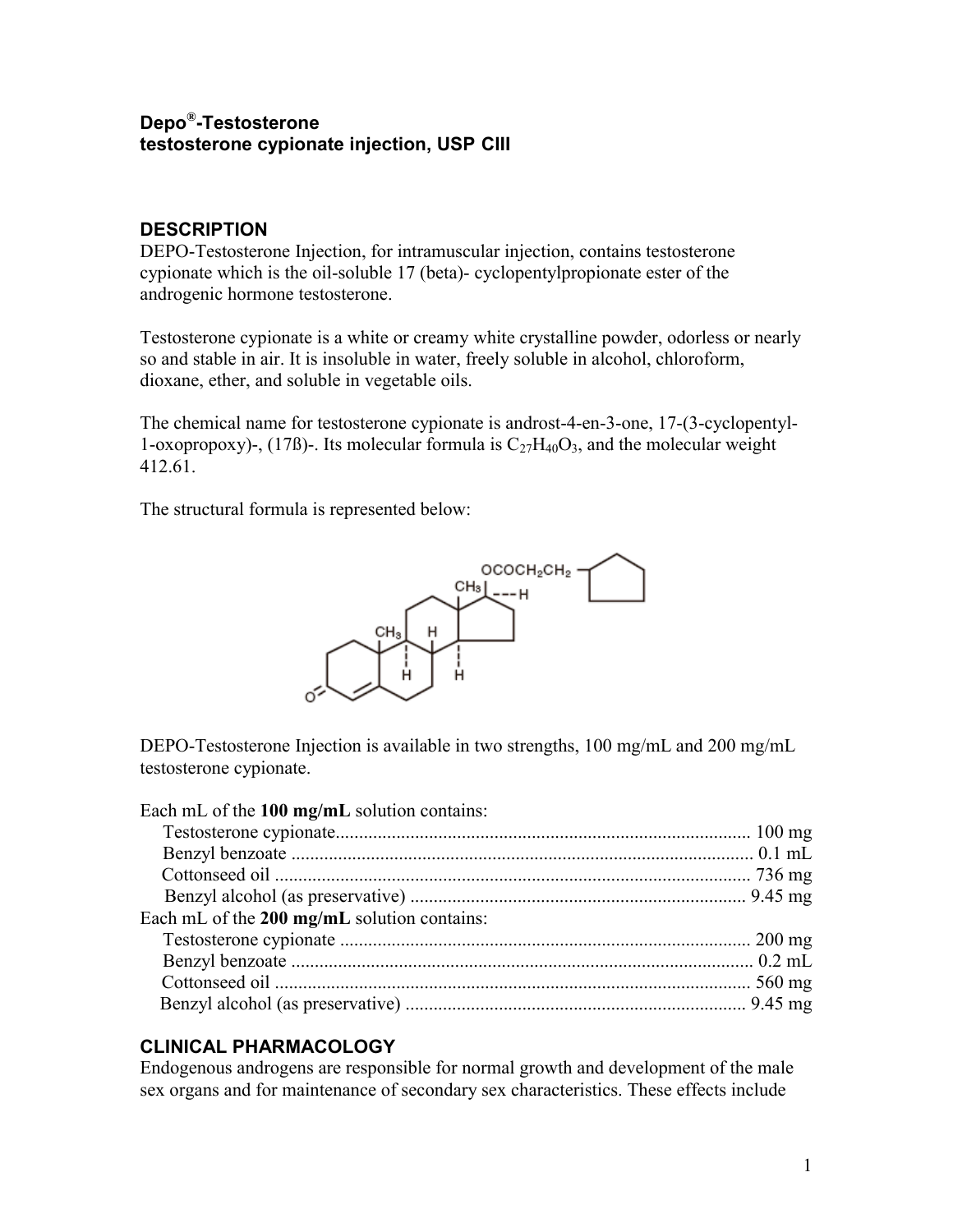# Depo®-Testosterone
# testosterone cypionate injection, USP CIII

## DESCRIPTION

DEPO-Testosterone Injection, for intramuscular injection, contains testosterone cypionate which is the oil-soluble 17 (beta)- cyclopentylpropionate ester of the androgenic hormone testosterone.

Testosterone cypionate is a white or creamy white crystalline powder, odorless or nearly so and stable in air. It is insoluble in water, freely soluble in alcohol, chloroform, dioxane, ether, and soluble in vegetable oils.

The chemical name for testosterone cypionate is androst-4-en-3-one, 17-(3-cyclopentyl-1-oxopropoxy)-, (17ß)-. Its molecular formula is $C_{27}H_{40}O_3$, and the molecular weight 412.61.

The structural formula is represented below:

DEPO-Testosterone Injection is available in two strengths, 100 mg/mL and 200 mg/mL testosterone cypionate.

Each mL of the **100 mg/mL** solution contains:

| | |
|---|---|
| Testosterone cypionate | 100 mg |
| Benzyl benzoate | 0.1 mL |
| Cottonseed oil | 736 mg |
| Benzyl alcohol (as preservative) | 9.45 mg |

Each mL of the **200 mg/mL** solution contains:

| | |
|---|---|
| Testosterone cypionate | 200 mg |
| Benzyl benzoate | 0.2 mL |
| Cottonseed oil | 560 mg |
| Benzyl alcohol (as preservative) | 9.45 mg |

## CLINICAL PHARMACOLOGY

Endogenous androgens are responsible for normal growth and development of the male sex organs and for maintenance of secondary sex characteristics. These effects include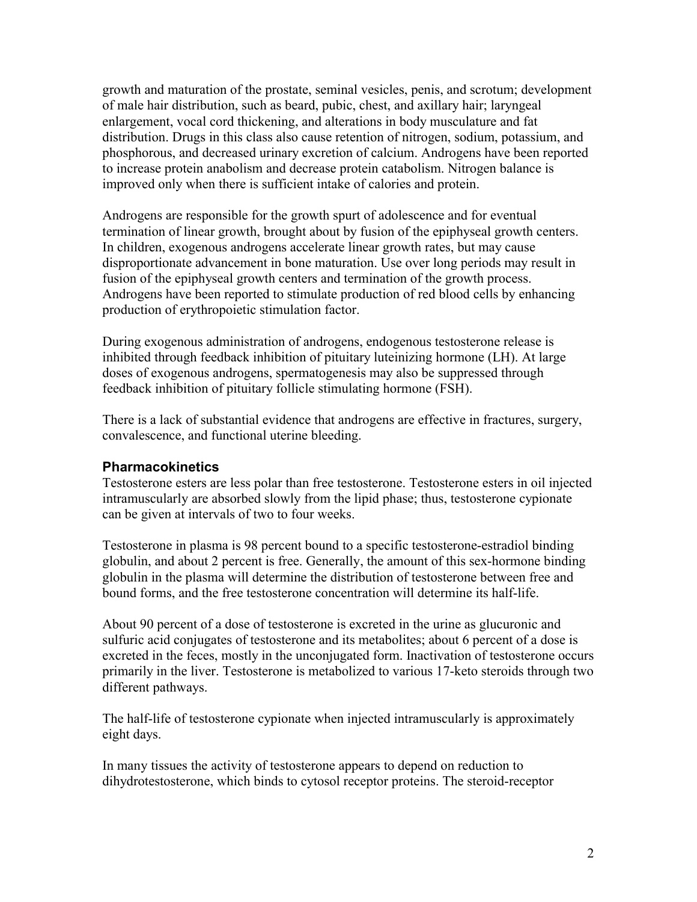growth and maturation of the prostate, seminal vesicles, penis, and scrotum; development of male hair distribution, such as beard, pubic, chest, and axillary hair; laryngeal enlargement, vocal cord thickening, and alterations in body musculature and fat distribution. Drugs in this class also cause retention of nitrogen, sodium, potassium, and phosphorous, and decreased urinary excretion of calcium. Androgens have been reported to increase protein anabolism and decrease protein catabolism. Nitrogen balance is improved only when there is sufficient intake of calories and protein.

Androgens are responsible for the growth spurt of adolescence and for eventual termination of linear growth, brought about by fusion of the epiphyseal growth centers. In children, exogenous androgens accelerate linear growth rates, but may cause disproportionate advancement in bone maturation. Use over long periods may result in fusion of the epiphyseal growth centers and termination of the growth process. Androgens have been reported to stimulate production of red blood cells by enhancing production of erythropoietic stimulation factor.

During exogenous administration of androgens, endogenous testosterone release is inhibited through feedback inhibition of pituitary luteinizing hormone (LH). At large doses of exogenous androgens, spermatogenesis may also be suppressed through feedback inhibition of pituitary follicle stimulating hormone (FSH).

There is a lack of substantial evidence that androgens are effective in fractures, surgery, convalescence, and functional uterine bleeding.

## Pharmacokinetics

Testosterone esters are less polar than free testosterone. Testosterone esters in oil injected intramuscularly are absorbed slowly from the lipid phase; thus, testosterone cypionate can be given at intervals of two to four weeks.

Testosterone in plasma is 98 percent bound to a specific testosterone-estradiol binding globulin, and about 2 percent is free. Generally, the amount of this sex-hormone binding globulin in the plasma will determine the distribution of testosterone between free and bound forms, and the free testosterone concentration will determine its half-life.

About 90 percent of a dose of testosterone is excreted in the urine as glucuronic and sulfuric acid conjugates of testosterone and its metabolites; about 6 percent of a dose is excreted in the feces, mostly in the unconjugated form. Inactivation of testosterone occurs primarily in the liver. Testosterone is metabolized to various 17-keto steroids through two different pathways.

The half-life of testosterone cypionate when injected intramuscularly is approximately eight days.

In many tissues the activity of testosterone appears to depend on reduction to dihydrotestosterone, which binds to cytosol receptor proteins. The steroid-receptor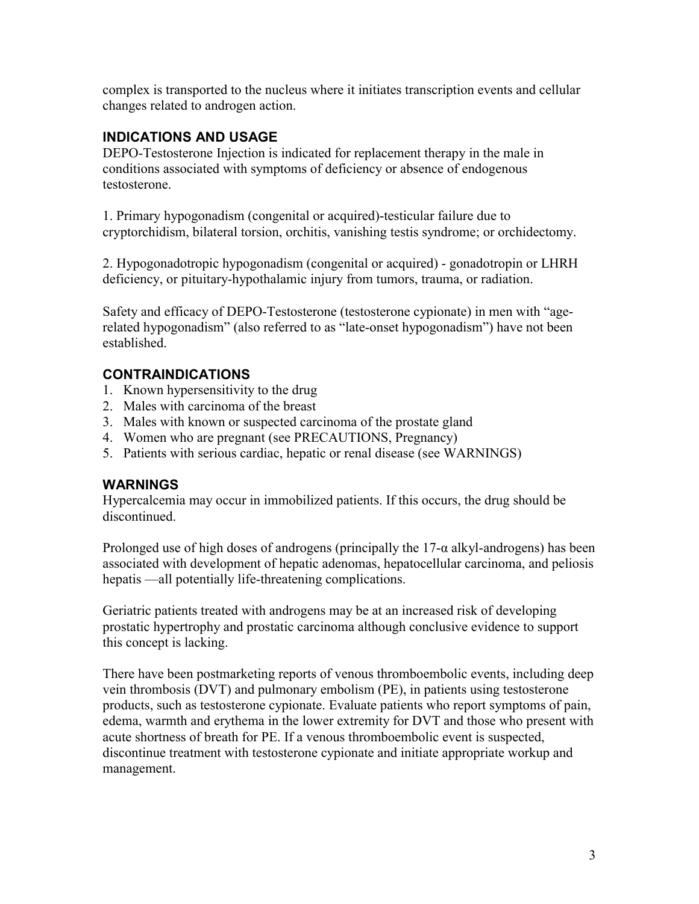complex is transported to the nucleus where it initiates transcription events and cellular changes related to androgen action.

## INDICATIONS AND USAGE

DEPO-Testosterone Injection is indicated for replacement therapy in the male in conditions associated with symptoms of deficiency or absence of endogenous testosterone.

1. Primary hypogonadism (congenital or acquired)-testicular failure due to cryptorchidism, bilateral torsion, orchitis, vanishing testis syndrome; or orchidectomy.

2. Hypogonadotropic hypogonadism (congenital or acquired) - gonadotropin or LHRH deficiency, or pituitary-hypothalamic injury from tumors, trauma, or radiation.

Safety and efficacy of DEPO-Testosterone (testosterone cypionate) in men with "age-related hypogonadism" (also referred to as "late-onset hypogonadism") have not been established.

## CONTRAINDICATIONS

1. Known hypersensitivity to the drug
2. Males with carcinoma of the breast
3. Males with known or suspected carcinoma of the prostate gland
4. Women who are pregnant (see PRECAUTIONS, Pregnancy)
5. Patients with serious cardiac, hepatic or renal disease (see WARNINGS)

## WARNINGS

Hypercalcemia may occur in immobilized patients. If this occurs, the drug should be discontinued.

Prolonged use of high doses of androgens (principally the 17-α alkyl-androgens) has been associated with development of hepatic adenomas, hepatocellular carcinoma, and peliosis hepatis —all potentially life-threatening complications.

Geriatric patients treated with androgens may be at an increased risk of developing prostatic hypertrophy and prostatic carcinoma although conclusive evidence to support this concept is lacking.

There have been postmarketing reports of venous thromboembolic events, including deep vein thrombosis (DVT) and pulmonary embolism (PE), in patients using testosterone products, such as testosterone cypionate. Evaluate patients who report symptoms of pain, edema, warmth and erythema in the lower extremity for DVT and those who present with acute shortness of breath for PE. If a venous thromboembolic event is suspected, discontinue treatment with testosterone cypionate and initiate appropriate workup and management.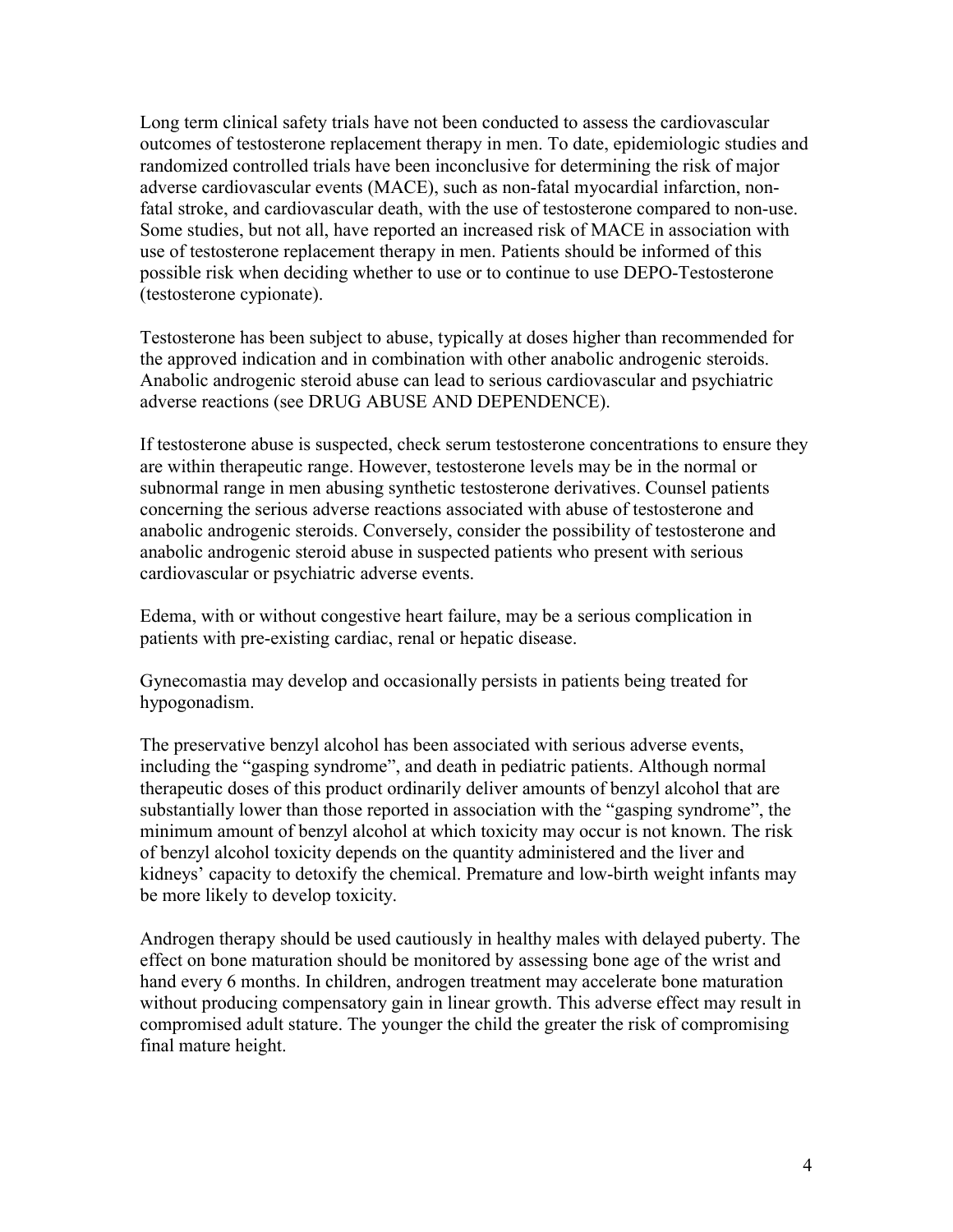Long term clinical safety trials have not been conducted to assess the cardiovascular outcomes of testosterone replacement therapy in men. To date, epidemiologic studies and randomized controlled trials have been inconclusive for determining the risk of major adverse cardiovascular events (MACE), such as non-fatal myocardial infarction, non-fatal stroke, and cardiovascular death, with the use of testosterone compared to non-use. Some studies, but not all, have reported an increased risk of MACE in association with use of testosterone replacement therapy in men. Patients should be informed of this possible risk when deciding whether to use or to continue to use DEPO-Testosterone (testosterone cypionate).

Testosterone has been subject to abuse, typically at doses higher than recommended for the approved indication and in combination with other anabolic androgenic steroids. Anabolic androgenic steroid abuse can lead to serious cardiovascular and psychiatric adverse reactions (see DRUG ABUSE AND DEPENDENCE).

If testosterone abuse is suspected, check serum testosterone concentrations to ensure they are within therapeutic range. However, testosterone levels may be in the normal or subnormal range in men abusing synthetic testosterone derivatives. Counsel patients concerning the serious adverse reactions associated with abuse of testosterone and anabolic androgenic steroids. Conversely, consider the possibility of testosterone and anabolic androgenic steroid abuse in suspected patients who present with serious cardiovascular or psychiatric adverse events.

Edema, with or without congestive heart failure, may be a serious complication in patients with pre-existing cardiac, renal or hepatic disease.

Gynecomastia may develop and occasionally persists in patients being treated for hypogonadism.

The preservative benzyl alcohol has been associated with serious adverse events, including the "gasping syndrome", and death in pediatric patients. Although normal therapeutic doses of this product ordinarily deliver amounts of benzyl alcohol that are substantially lower than those reported in association with the "gasping syndrome", the minimum amount of benzyl alcohol at which toxicity may occur is not known. The risk of benzyl alcohol toxicity depends on the quantity administered and the liver and kidneys' capacity to detoxify the chemical. Premature and low-birth weight infants may be more likely to develop toxicity.

Androgen therapy should be used cautiously in healthy males with delayed puberty. The effect on bone maturation should be monitored by assessing bone age of the wrist and hand every 6 months. In children, androgen treatment may accelerate bone maturation without producing compensatory gain in linear growth. This adverse effect may result in compromised adult stature. The younger the child the greater the risk of compromising final mature height.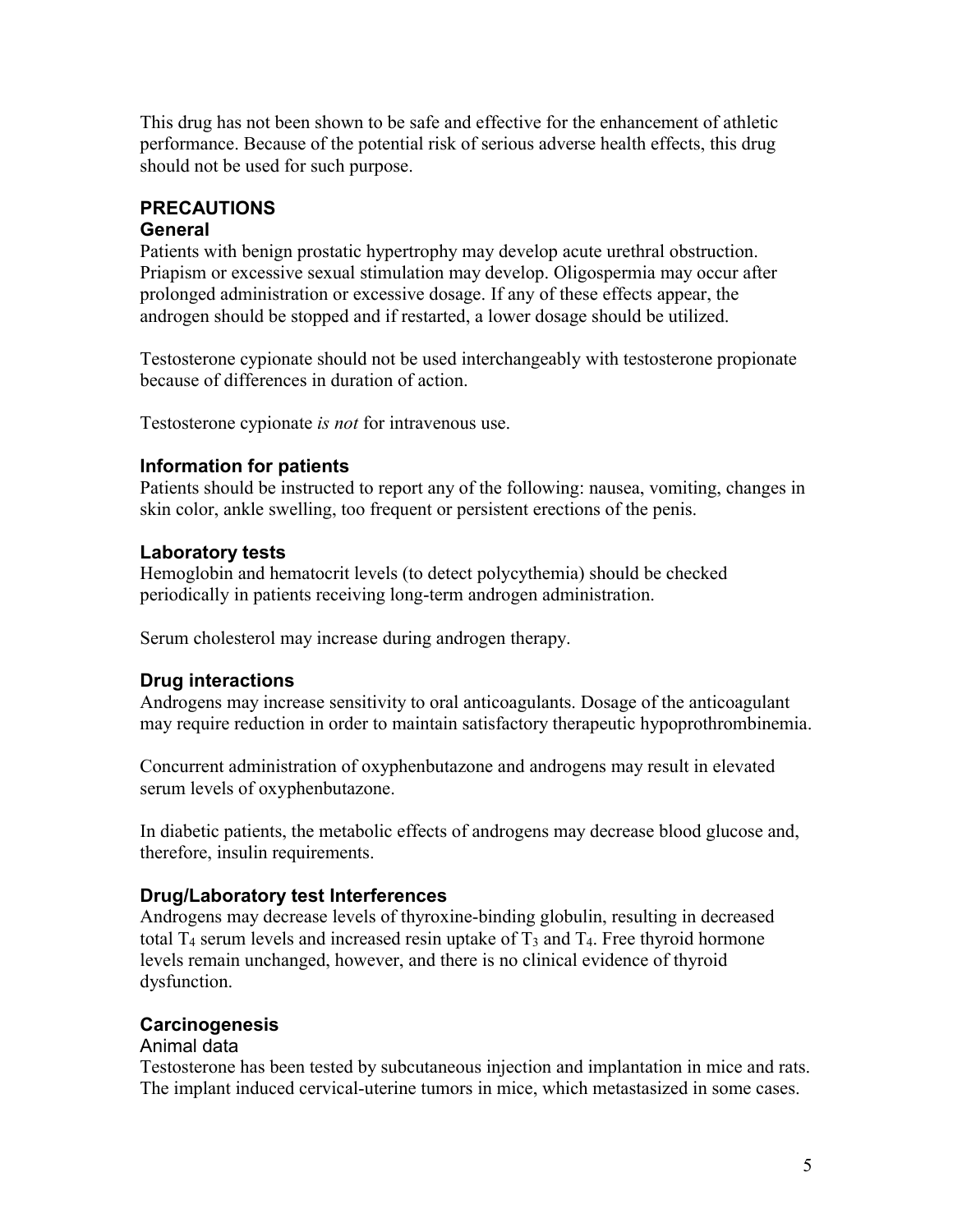This drug has not been shown to be safe and effective for the enhancement of athletic performance. Because of the potential risk of serious adverse health effects, this drug should not be used for such purpose.

## PRECAUTIONS

### General

Patients with benign prostatic hypertrophy may develop acute urethral obstruction. Priapism or excessive sexual stimulation may develop. Oligospermia may occur after prolonged administration or excessive dosage. If any of these effects appear, the androgen should be stopped and if restarted, a lower dosage should be utilized.

Testosterone cypionate should not be used interchangeably with testosterone propionate because of differences in duration of action.

Testosterone cypionate *is not* for intravenous use.

### Information for patients

Patients should be instructed to report any of the following: nausea, vomiting, changes in skin color, ankle swelling, too frequent or persistent erections of the penis.

### Laboratory tests

Hemoglobin and hematocrit levels (to detect polycythemia) should be checked periodically in patients receiving long-term androgen administration.

Serum cholesterol may increase during androgen therapy.

### Drug interactions

Androgens may increase sensitivity to oral anticoagulants. Dosage of the anticoagulant may require reduction in order to maintain satisfactory therapeutic hypoprothrombinemia.

Concurrent administration of oxyphenbutazone and androgens may result in elevated serum levels of oxyphenbutazone.

In diabetic patients, the metabolic effects of androgens may decrease blood glucose and, therefore, insulin requirements.

### Drug/Laboratory test Interferences

Androgens may decrease levels of thyroxine-binding globulin, resulting in decreased total $T_4$ serum levels and increased resin uptake of $T_3$ and $T_4$. Free thyroid hormone levels remain unchanged, however, and there is no clinical evidence of thyroid dysfunction.

### Carcinogenesis

Animal data

Testosterone has been tested by subcutaneous injection and implantation in mice and rats. The implant induced cervical-uterine tumors in mice, which metastasized in some cases.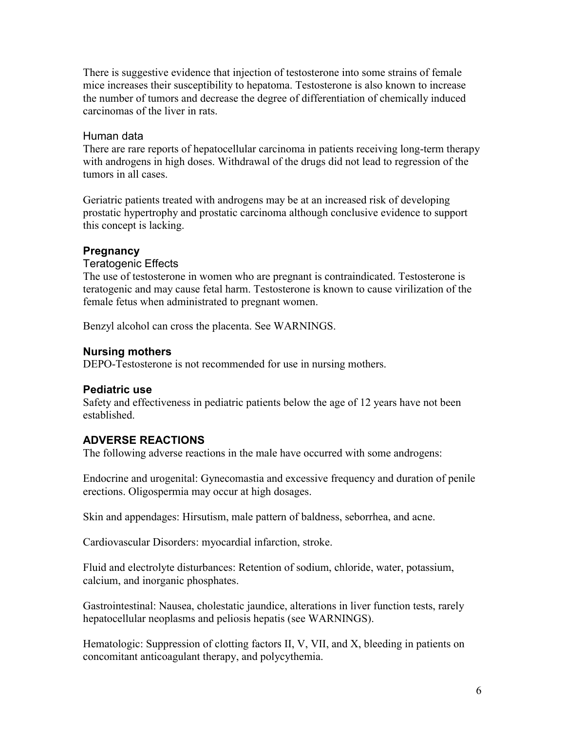There is suggestive evidence that injection of testosterone into some strains of female mice increases their susceptibility to hepatoma. Testosterone is also known to increase the number of tumors and decrease the degree of differentiation of chemically induced carcinomas of the liver in rats.

Human data

There are rare reports of hepatocellular carcinoma in patients receiving long-term therapy with androgens in high doses. Withdrawal of the drugs did not lead to regression of the tumors in all cases.

Geriatric patients treated with androgens may be at an increased risk of developing prostatic hypertrophy and prostatic carcinoma although conclusive evidence to support this concept is lacking.

### Pregnancy

Teratogenic Effects

The use of testosterone in women who are pregnant is contraindicated. Testosterone is teratogenic and may cause fetal harm. Testosterone is known to cause virilization of the female fetus when administrated to pregnant women.

Benzyl alcohol can cross the placenta. See WARNINGS.

### Nursing mothers

DEPO-Testosterone is not recommended for use in nursing mothers.

### Pediatric use

Safety and effectiveness in pediatric patients below the age of 12 years have not been established.

## ADVERSE REACTIONS

The following adverse reactions in the male have occurred with some androgens:

Endocrine and urogenital: Gynecomastia and excessive frequency and duration of penile erections. Oligospermia may occur at high dosages.

Skin and appendages: Hirsutism, male pattern of baldness, seborrhea, and acne.

Cardiovascular Disorders: myocardial infarction, stroke.

Fluid and electrolyte disturbances: Retention of sodium, chloride, water, potassium, calcium, and inorganic phosphates.

Gastrointestinal: Nausea, cholestatic jaundice, alterations in liver function tests, rarely hepatocellular neoplasms and peliosis hepatis (see WARNINGS).

Hematologic: Suppression of clotting factors II, V, VII, and X, bleeding in patients on concomitant anticoagulant therapy, and polycythemia.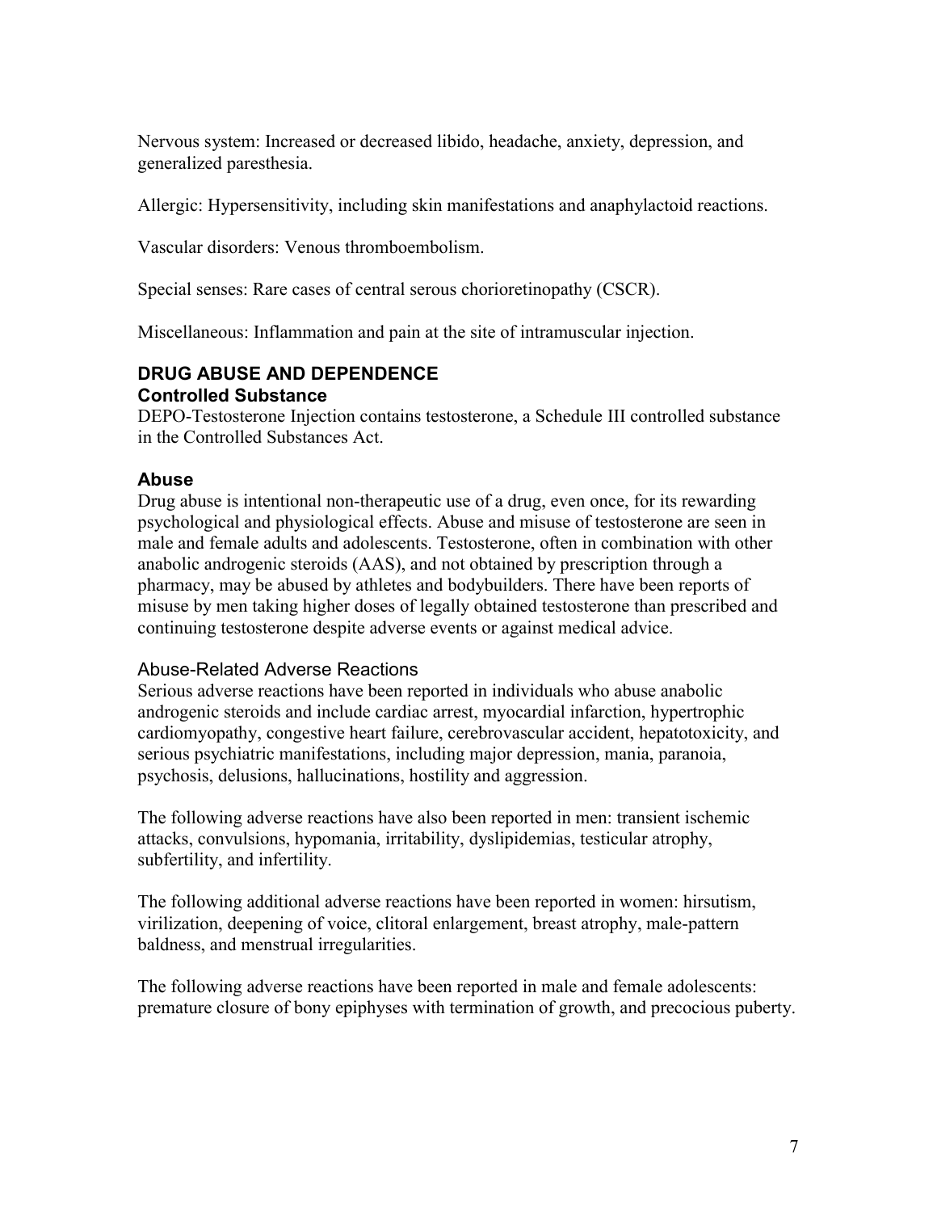Nervous system: Increased or decreased libido, headache, anxiety, depression, and generalized paresthesia.

Allergic: Hypersensitivity, including skin manifestations and anaphylactoid reactions.

Vascular disorders: Venous thromboembolism.

Special senses: Rare cases of central serous chorioretinopathy (CSCR).

Miscellaneous: Inflammation and pain at the site of intramuscular injection.

## DRUG ABUSE AND DEPENDENCE

### Controlled Substance

DEPO-Testosterone Injection contains testosterone, a Schedule III controlled substance in the Controlled Substances Act.

### Abuse

Drug abuse is intentional non-therapeutic use of a drug, even once, for its rewarding psychological and physiological effects. Abuse and misuse of testosterone are seen in male and female adults and adolescents. Testosterone, often in combination with other anabolic androgenic steroids (AAS), and not obtained by prescription through a pharmacy, may be abused by athletes and bodybuilders. There have been reports of misuse by men taking higher doses of legally obtained testosterone than prescribed and continuing testosterone despite adverse events or against medical advice.

#### Abuse-Related Adverse Reactions

Serious adverse reactions have been reported in individuals who abuse anabolic androgenic steroids and include cardiac arrest, myocardial infarction, hypertrophic cardiomyopathy, congestive heart failure, cerebrovascular accident, hepatotoxicity, and serious psychiatric manifestations, including major depression, mania, paranoia, psychosis, delusions, hallucinations, hostility and aggression.

The following adverse reactions have also been reported in men: transient ischemic attacks, convulsions, hypomania, irritability, dyslipidemias, testicular atrophy, subfertility, and infertility.

The following additional adverse reactions have been reported in women: hirsutism, virilization, deepening of voice, clitoral enlargement, breast atrophy, male-pattern baldness, and menstrual irregularities.

The following adverse reactions have been reported in male and female adolescents: premature closure of bony epiphyses with termination of growth, and precocious puberty.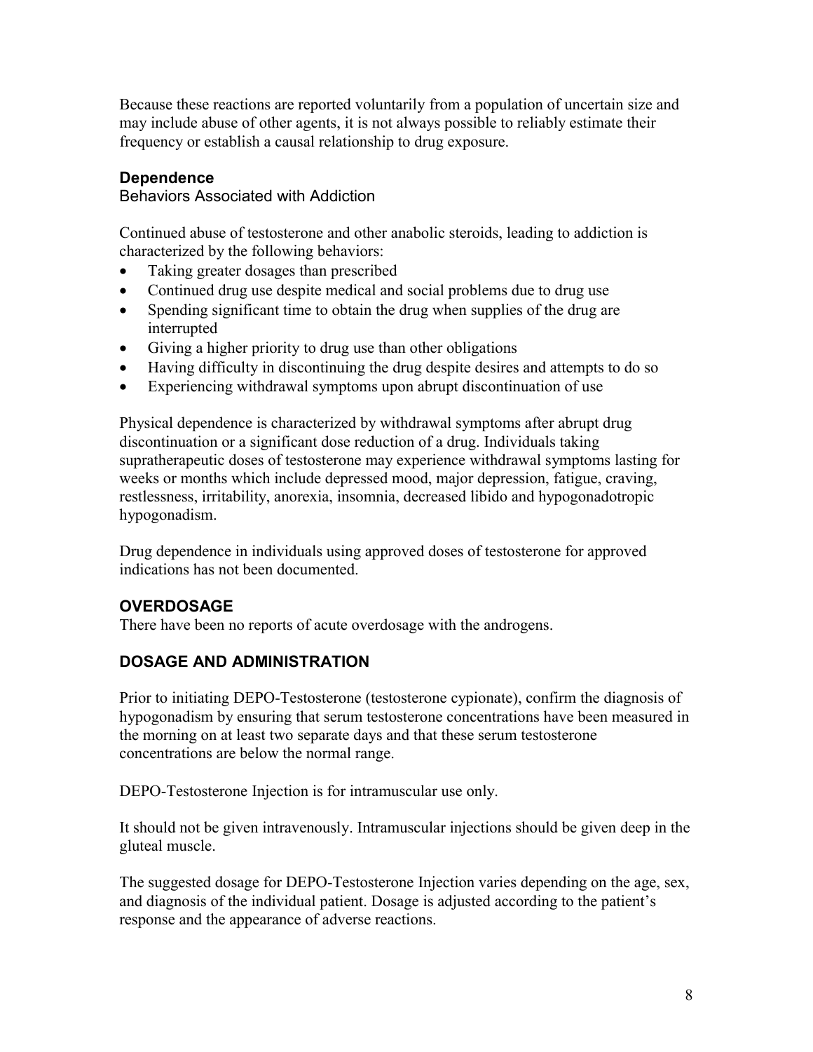Because these reactions are reported voluntarily from a population of uncertain size and may include abuse of other agents, it is not always possible to reliably estimate their frequency or establish a causal relationship to drug exposure.

### Dependence

Behaviors Associated with Addiction

Continued abuse of testosterone and other anabolic steroids, leading to addiction is characterized by the following behaviors:

- Taking greater dosages than prescribed
- Continued drug use despite medical and social problems due to drug use
- Spending significant time to obtain the drug when supplies of the drug are interrupted
- Giving a higher priority to drug use than other obligations
- Having difficulty in discontinuing the drug despite desires and attempts to do so
- Experiencing withdrawal symptoms upon abrupt discontinuation of use

Physical dependence is characterized by withdrawal symptoms after abrupt drug discontinuation or a significant dose reduction of a drug. Individuals taking supratherapeutic doses of testosterone may experience withdrawal symptoms lasting for weeks or months which include depressed mood, major depression, fatigue, craving, restlessness, irritability, anorexia, insomnia, decreased libido and hypogonadotropic hypogonadism.

Drug dependence in individuals using approved doses of testosterone for approved indications has not been documented.

## OVERDOSAGE

There have been no reports of acute overdosage with the androgens.

## DOSAGE AND ADMINISTRATION

Prior to initiating DEPO-Testosterone (testosterone cypionate), confirm the diagnosis of hypogonadism by ensuring that serum testosterone concentrations have been measured in the morning on at least two separate days and that these serum testosterone concentrations are below the normal range.

DEPO-Testosterone Injection is for intramuscular use only.

It should not be given intravenously. Intramuscular injections should be given deep in the gluteal muscle.

The suggested dosage for DEPO-Testosterone Injection varies depending on the age, sex, and diagnosis of the individual patient. Dosage is adjusted according to the patient's response and the appearance of adverse reactions.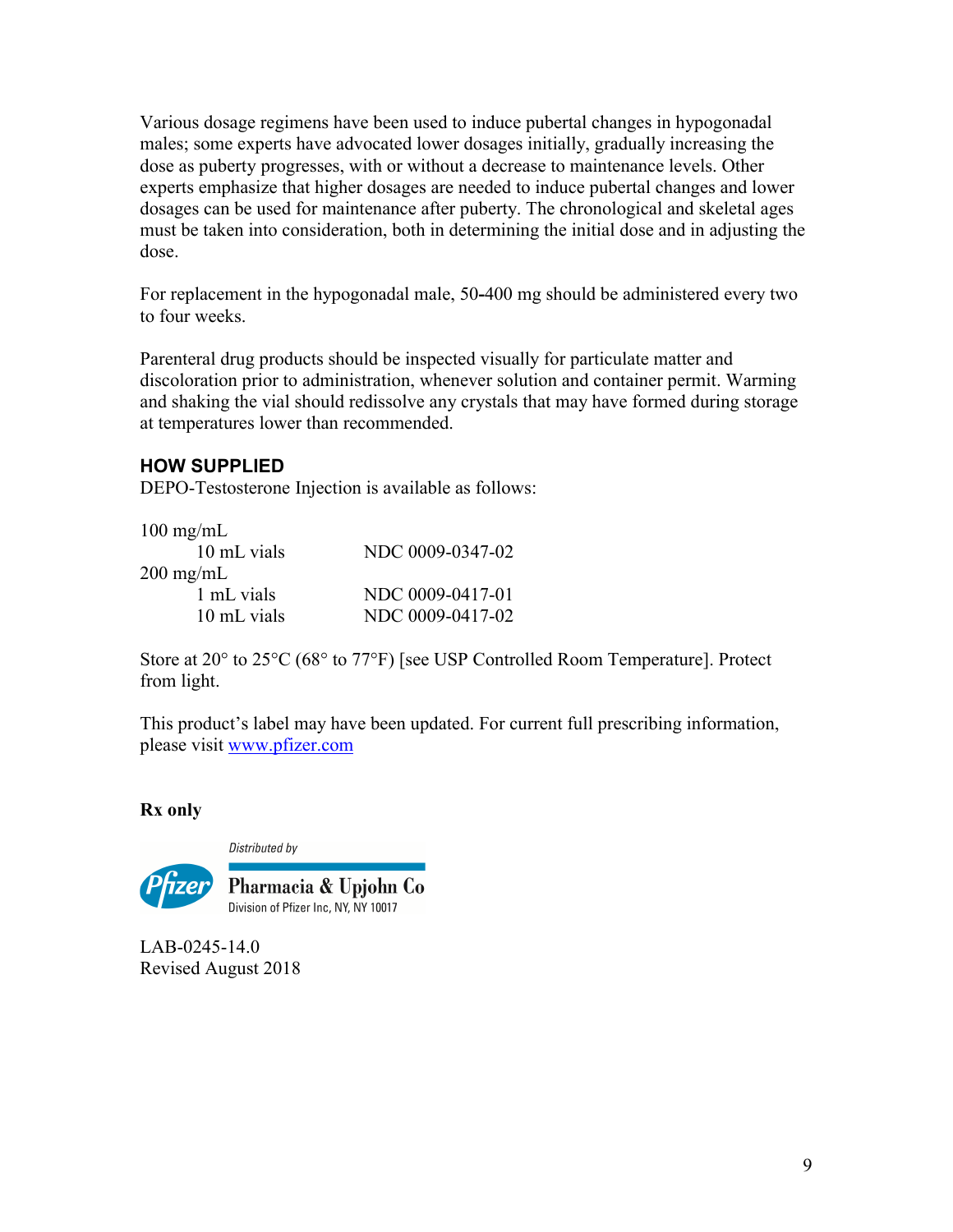Various dosage regimens have been used to induce pubertal changes in hypogonadal males; some experts have advocated lower dosages initially, gradually increasing the dose as puberty progresses, with or without a decrease to maintenance levels. Other experts emphasize that higher dosages are needed to induce pubertal changes and lower dosages can be used for maintenance after puberty. The chronological and skeletal ages must be taken into consideration, both in determining the initial dose and in adjusting the dose.

For replacement in the hypogonadal male, 50-400 mg should be administered every two to four weeks.

Parenteral drug products should be inspected visually for particulate matter and discoloration prior to administration, whenever solution and container permit. Warming and shaking the vial should redissolve any crystals that may have formed during storage at temperatures lower than recommended.

## HOW SUPPLIED

DEPO-Testosterone Injection is available as follows:

| | |
|---|---|
| 100 mg/mL | |
| 10 mL vials | NDC 0009-0347-02 |
| 200 mg/mL | |
| 1 mL vials | NDC 0009-0417-01 |
| 10 mL vials | NDC 0009-0417-02 |

Store at 20° to 25°C (68° to 77°F) [see USP Controlled Room Temperature]. Protect from light.

This product's label may have been updated. For current full prescribing information, please visit www.pfizer.com

**Rx only**

*Distributed by*

Pfizer

Pharmacia & Upjohn Co

Division of Pfizer Inc, NY, NY 10017

LAB-0245-14.0

Revised August 2018